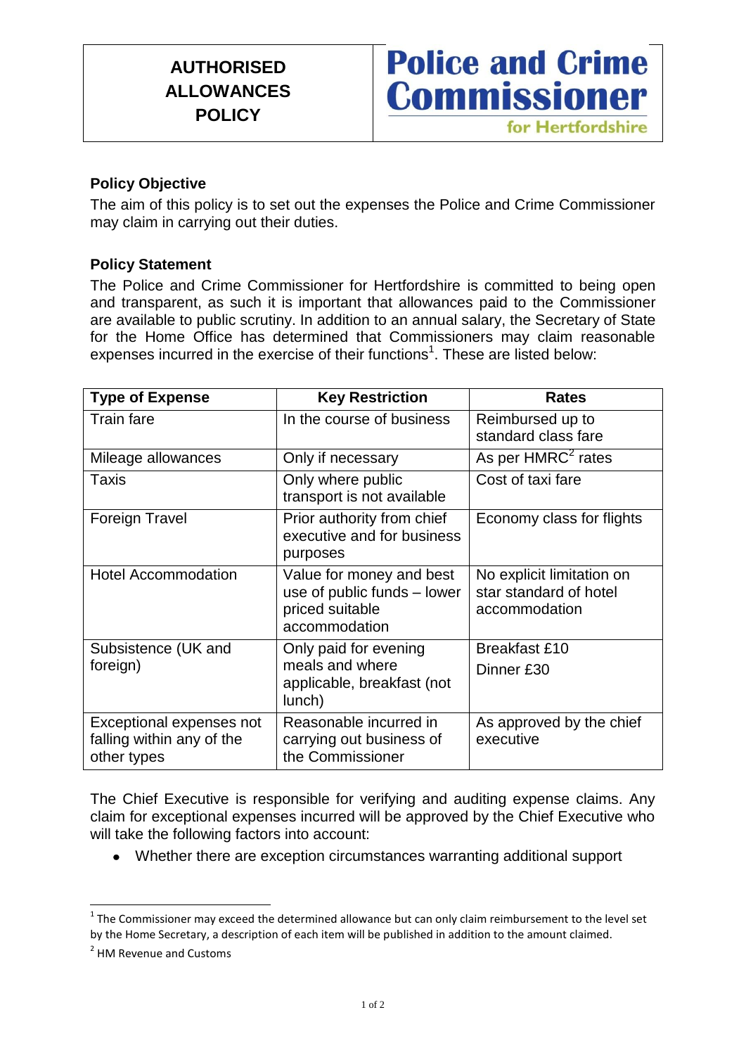# AUTHORISED ALLOWANCES POLICY

**Police and Crime Commissioner for Hertfordshire**

## Policy Objective

The aim of this policy is to set out the expenses the Police and Crime Commissioner may claim in carrying out their duties.

## Policy Statement

The Police and Crime Commissioner for Hertfordshire is committed to being open and transparent, as such it is important that allowances paid to the Commissioner are available to public scrutiny. In addition to an annual salary, the Secretary of State for the Home Office has determined that Commissioners may claim reasonable expenses incurred in the exercise of their functions[1]. These are listed below:

| Type of Expense | Key Restriction | Rates |
| --- | --- | --- |
| Train fare | In the course of business | Reimbursed up to standard class fare |
| Mileage allowances | Only if necessary | As per HMRC[2] rates |
| Taxis | Only where public transport is not available | Cost of taxi fare |
| Foreign Travel | Prior authority from chief executive and for business purposes | Economy class for flights |
| Hotel Accommodation | Value for money and best use of public funds – lower priced suitable accommodation | No explicit limitation on star standard of hotel accommodation |
| Subsistence (UK and foreign) | Only paid for evening meals and where applicable, breakfast (not lunch) | Breakfast £10<br>Dinner £30 |
| Exceptional expenses not falling within any of the other types | Reasonable incurred in carrying out business of the Commissioner | As approved by the chief executive |

The Chief Executive is responsible for verifying and auditing expense claims. Any claim for exceptional expenses incurred will be approved by the Chief Executive who will take the following factors into account:

- Whether there are exception circumstances warranting additional support

---

[1] The Commissioner may exceed the determined allowance but can only claim reimbursement to the level set by the Home Secretary, a description of each item will be published in addition to the amount claimed.

[2] HM Revenue and Customs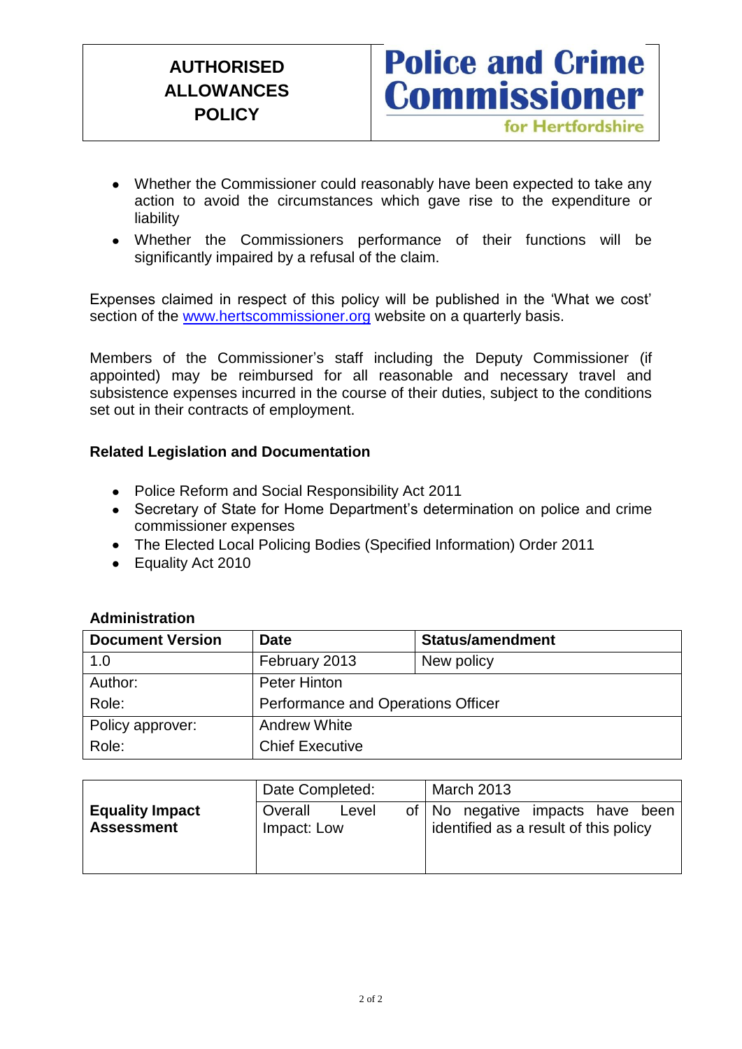- Whether the Commissioner could reasonably have been expected to take any action to avoid the circumstances which gave rise to the expenditure or liability
- Whether the Commissioners performance of their functions will be significantly impaired by a refusal of the claim.

Expenses claimed in respect of this policy will be published in the 'What we cost' section of the www.hertscommissioner.org website on a quarterly basis.

Members of the Commissioner's staff including the Deputy Commissioner (if appointed) may be reimbursed for all reasonable and necessary travel and subsistence expenses incurred in the course of their duties, subject to the conditions set out in their contracts of employment.

**Related Legislation and Documentation**

- Police Reform and Social Responsibility Act 2011
- Secretary of State for Home Department's determination on police and crime commissioner expenses
- The Elected Local Policing Bodies (Specified Information) Order 2011
- Equality Act 2010

**Administration**

| Document Version | Date | Status/amendment |
|---|---|---|
| 1.0 | February 2013 | New policy |
| Author: | Peter Hinton | |
| Role: | Performance and Operations Officer | |
| Policy approver: | Andrew White | |
| Role: | Chief Executive | |

| | | |
|---|---|---|
| **Equality Impact Assessment** | Date Completed: | March 2013 |
| | Overall Level of Impact: Low | No negative impacts have been identified as a result of this policy |